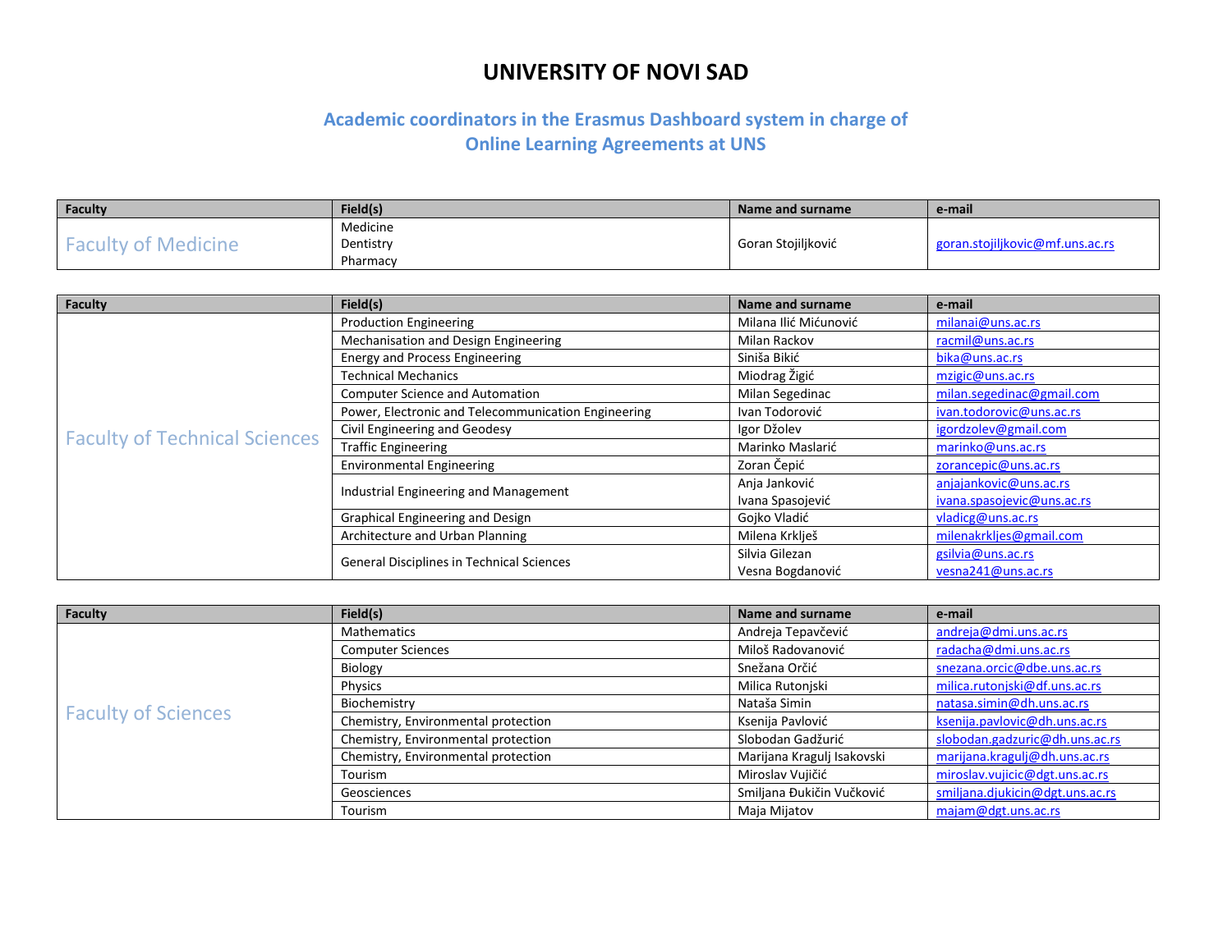# UNIVERSITY OF NOVI SAD

## Academic coordinators in the Erasmus Dashboard system in charge of Online Learning Agreements at UNS

| Faculty | Field(s) | Name and surname | e-mail |
| --- | --- | --- | --- |
| Faculty of Medicine | Medicine<br>Dentistry<br>Pharmacy | Goran Stojiljković | goran.stojiljkovic@mf.uns.ac.rs |

| Faculty | Field(s) | Name and surname | e-mail |
| --- | --- | --- | --- |
| Faculty of Technical Sciences | Production Engineering | Milana Ilić Mićunović | milanai@uns.ac.rs |
| | Mechanisation and Design Engineering | Milan Rackov | racmil@uns.ac.rs |
| | Energy and Process Engineering | Siniša Bikić | bika@uns.ac.rs |
| | Technical Mechanics | Miodrag Žigić | mzigic@uns.ac.rs |
| | Computer Science and Automation | Milan Segedinac | milan.segedinac@gmail.com |
| | Power, Electronic and Telecommunication Engineering | Ivan Todorović | ivan.todorovic@uns.ac.rs |
| | Civil Engineering and Geodesy | Igor Džolev | igordzolev@gmail.com |
| | Traffic Engineering | Marinko Maslarić | marinko@uns.ac.rs |
| | Environmental Engineering | Zoran Čepić | zorancepic@uns.ac.rs |
| | Industrial Engineering and Management | Anja Janković<br>Ivana Spasojević | anjajankovic@uns.ac.rs<br>ivana.spasojevic@uns.ac.rs |
| | Graphical Engineering and Design | Gojko Vladić | vladicg@uns.ac.rs |
| | Architecture and Urban Planning | Milena Krklješ | milenakrkljes@gmail.com |
| | General Disciplines in Technical Sciences | Silvia Gilezan<br>Vesna Bogdanović | gsilvia@uns.ac.rs<br>vesna241@uns.ac.rs |

| Faculty | Field(s) | Name and surname | e-mail |
| --- | --- | --- | --- |
| Faculty of Sciences | Mathematics | Andreja Tepavčević | andreja@dmi.uns.ac.rs |
| | Computer Sciences | Miloš Radovanović | radacha@dmi.uns.ac.rs |
| | Biology | Snežana Orčić | snezana.orcic@dbe.uns.ac.rs |
| | Physics | Milica Rutonjski | milica.rutonjski@df.uns.ac.rs |
| | Biochemistry | Nataša Simin | natasa.simin@dh.uns.ac.rs |
| | Chemistry, Environmental protection | Ksenija Pavlović | ksenija.pavlovic@dh.uns.ac.rs |
| | Chemistry, Environmental protection | Slobodan Gadžurić | slobodan.gadzuric@dh.uns.ac.rs |
| | Chemistry, Environmental protection | Marijana Kragulj Isakovski | marijana.kragulj@dh.uns.ac.rs |
| | Tourism | Miroslav Vujičić | miroslav.vujicic@dgt.uns.ac.rs |
| | Geosciences | Smiljana Đukičin Vučković | smiljana.djukicin@dgt.uns.ac.rs |
| | Tourism | Maja Mijatov | majam@dgt.uns.ac.rs |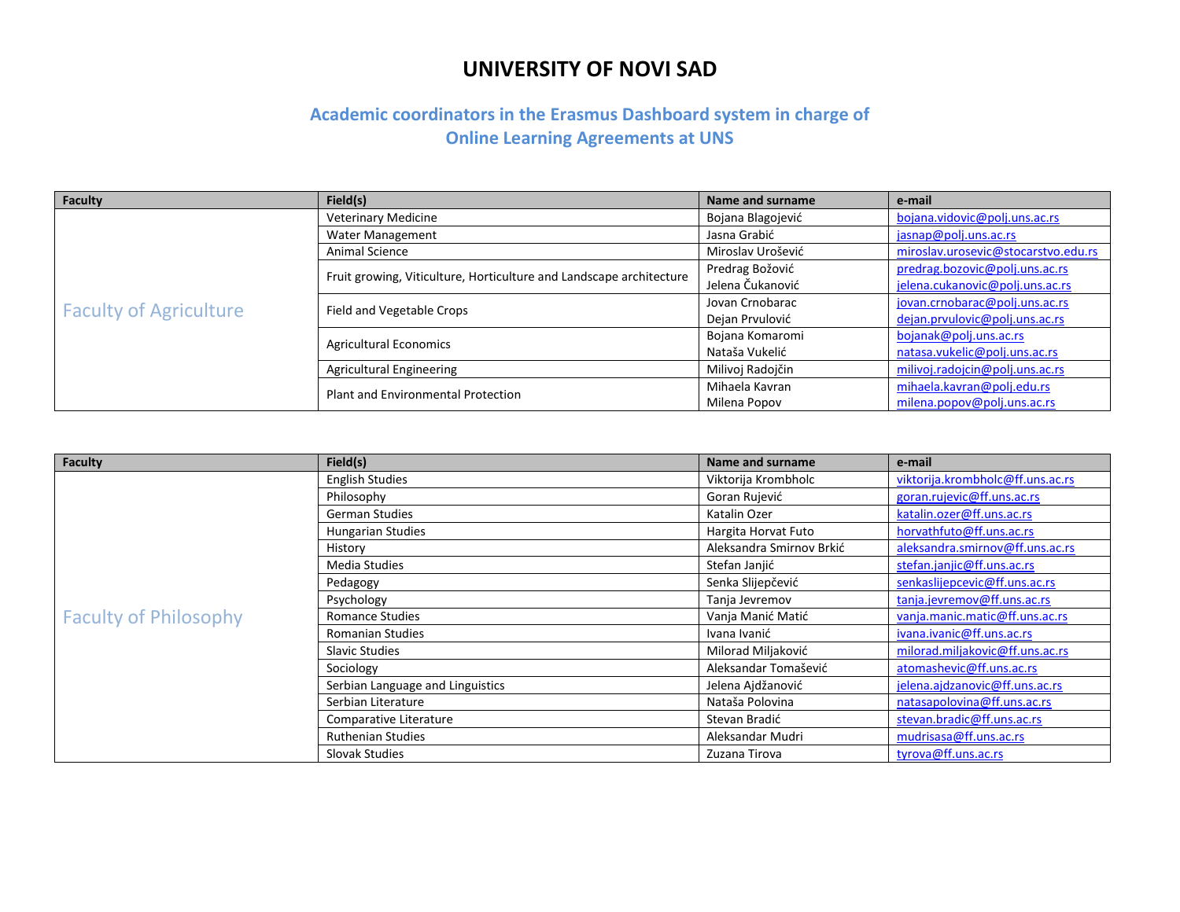# UNIVERSITY OF NOVI SAD

## Academic coordinators in the Erasmus Dashboard system in charge of Online Learning Agreements at UNS

| Faculty | Field(s) | Name and surname | e-mail |
|---|---|---|---|
| Faculty of Agriculture | Veterinary Medicine | Bojana Blagojević | bojana.vidovic@polj.uns.ac.rs |
| | Water Management | Jasna Grabić | jasnap@polj.uns.ac.rs |
| | Animal Science | Miroslav Urošević | miroslav.urosevic@stocarstvo.edu.rs |
| | Fruit growing, Viticulture, Horticulture and Landscape architecture | Predrag Božović<br>Jelena Čukanović | predrag.bozovic@polj.uns.ac.rs<br>jelena.cukanovic@polj.uns.ac.rs |
| | Field and Vegetable Crops | Jovan Crnobarac<br>Dejan Prvulović | jovan.crnobarac@polj.uns.ac.rs<br>dejan.prvulovic@polj.uns.ac.rs |
| | Agricultural Economics | Bojana Komaromi<br>Nataša Vukelić | bojanak@polj.uns.ac.rs<br>natasa.vukelic@polj.uns.ac.rs |
| | Agricultural Engineering | Milivoj Radojčin | milivoj.radojcin@polj.uns.ac.rs |
| | Plant and Environmental Protection | Mihaela Kavran<br>Milena Popov | mihaela.kavran@polj.edu.rs<br>milena.popov@polj.uns.ac.rs |

| Faculty | Field(s) | Name and surname | e-mail |
|---|---|---|---|
| Faculty of Philosophy | English Studies | Viktorija Krombholc | viktorija.krombholc@ff.uns.ac.rs |
| | Philosophy | Goran Rujević | goran.rujevic@ff.uns.ac.rs |
| | German Studies | Katalin Ozer | katalin.ozer@ff.uns.ac.rs |
| | Hungarian Studies | Hargita Horvat Futo | horvathfuto@ff.uns.ac.rs |
| | History | Aleksandra Smirnov Brkić | aleksandra.smirnov@ff.uns.ac.rs |
| | Media Studies | Stefan Janjić | stefan.janjic@ff.uns.ac.rs |
| | Pedagogy | Senka Slijepčević | senkaslijepcevic@ff.uns.ac.rs |
| | Psychology | Tanja Jevremov | tanja.jevremov@ff.uns.ac.rs |
| | Romance Studies | Vanja Manić Matić | vanja.manic.matic@ff.uns.ac.rs |
| | Romanian Studies | Ivana Ivanić | ivana.ivanic@ff.uns.ac.rs |
| | Slavic Studies | Milorad Miljaković | milorad.miljakovic@ff.uns.ac.rs |
| | Sociology | Aleksandar Tomašević | atomashevic@ff.uns.ac.rs |
| | Serbian Language and Linguistics | Jelena Ajdžanović | jelena.ajdzanovic@ff.uns.ac.rs |
| | Serbian Literature | Nataša Polovina | natasapolovina@ff.uns.ac.rs |
| | Comparative Literature | Stevan Bradić | stevan.bradic@ff.uns.ac.rs |
| | Ruthenian Studies | Aleksandar Mudri | mudrisasa@ff.uns.ac.rs |
| | Slovak Studies | Zuzana Tirova | tyrova@ff.uns.ac.rs |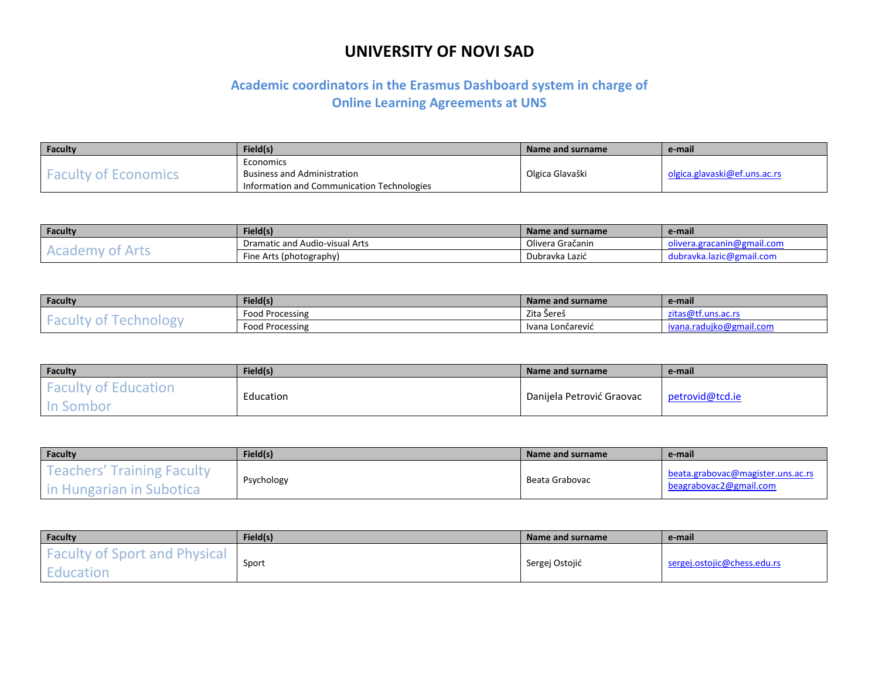# UNIVERSITY OF NOVI SAD

## Academic coordinators in the Erasmus Dashboard system in charge of Online Learning Agreements at UNS

| Faculty | Field(s) | Name and surname | e-mail |
|---|---|---|---|
| Faculty of Economics | Economics<br>Business and Administration<br>Information and Communication Technologies | Olgica Glavaški | olgica.glavaski@ef.uns.ac.rs |

| Faculty | Field(s) | Name and surname | e-mail |
|---|---|---|---|
| Academy of Arts | Dramatic and Audio-visual Arts | Olivera Gračanin | olivera.gracanin@gmail.com |
| | Fine Arts (photography) | Dubravka Lazić | dubravka.lazic@gmail.com |

| Faculty | Field(s) | Name and surname | e-mail |
|---|---|---|---|
| Faculty of Technology | Food Processing | Zita Šereš | zitas@tf.uns.ac.rs |
| | Food Processing | Ivana Lončarević | ivana.radujko@gmail.com |

| Faculty | Field(s) | Name and surname | e-mail |
|---|---|---|---|
| Faculty of Education In Sombor | Education | Danijela Petrović Graovac | petrovid@tcd.ie |

| Faculty | Field(s) | Name and surname | e-mail |
|---|---|---|---|
| Teachers' Training Faculty in Hungarian in Subotica | Psychology | Beata Grabovac | beata.grabovac@magister.uns.ac.rs<br>beagrabovac2@gmail.com |

| Faculty | Field(s) | Name and surname | e-mail |
|---|---|---|---|
| Faculty of Sport and Physical Education | Sport | Sergej Ostojić | sergej.ostojic@chess.edu.rs |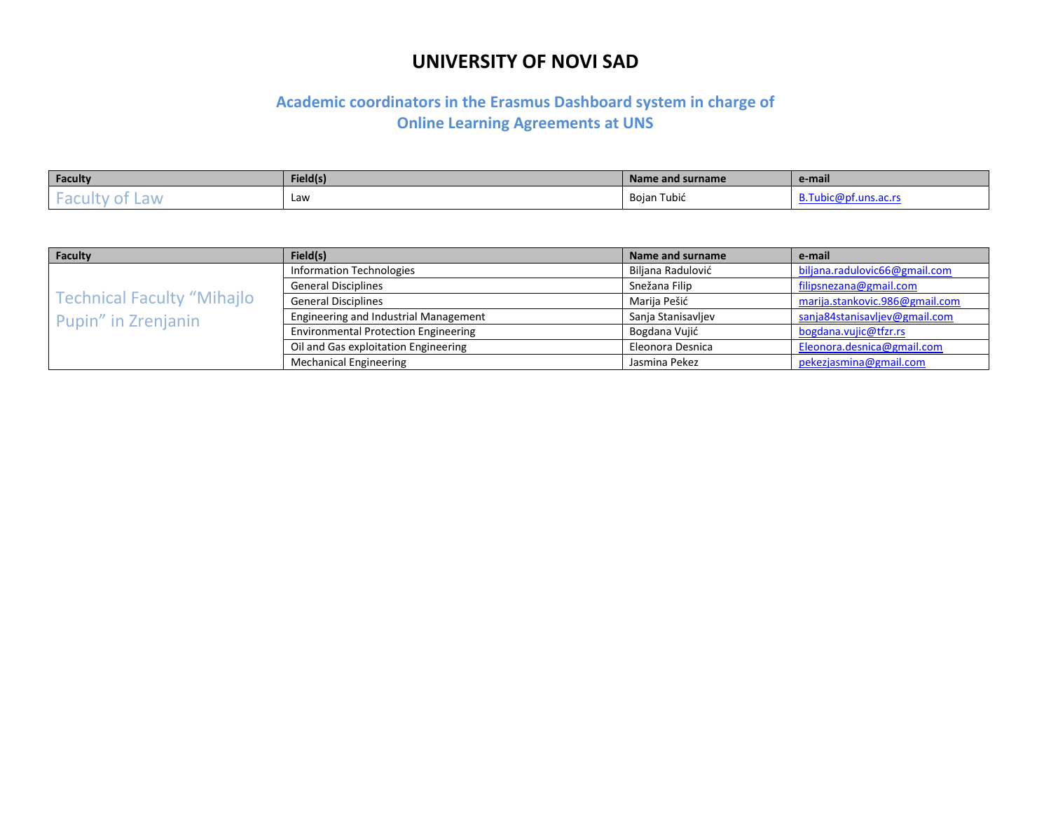# UNIVERSITY OF NOVI SAD

## Academic coordinators in the Erasmus Dashboard system in charge of Online Learning Agreements at UNS

| Faculty | Field(s) | Name and surname | e-mail |
|---|---|---|---|
| Faculty of Law | Law | Bojan Tubić | B.Tubic@pf.uns.ac.rs |

| Faculty | Field(s) | Name and surname | e-mail |
|---|---|---|---|
| Technical Faculty “Mihajlo Pupin” in Zrenjanin | Information Technologies | Biljana Radulović | biljana.radulovic66@gmail.com |
| | General Disciplines | Snežana Filip | filipsnezana@gmail.com |
| | General Disciplines | Marija Pešić | marija.stankovic.986@gmail.com |
| | Engineering and Industrial Management | Sanja Stanisavljev | sanja84stanisavljev@gmail.com |
| | Environmental Protection Engineering | Bogdana Vujić | bogdana.vujic@tfzr.rs |
| | Oil and Gas exploitation Engineering | Eleonora Desnica | Eleonora.desnica@gmail.com |
| | Mechanical Engineering | Jasmina Pekez | pekezjasmina@gmail.com |